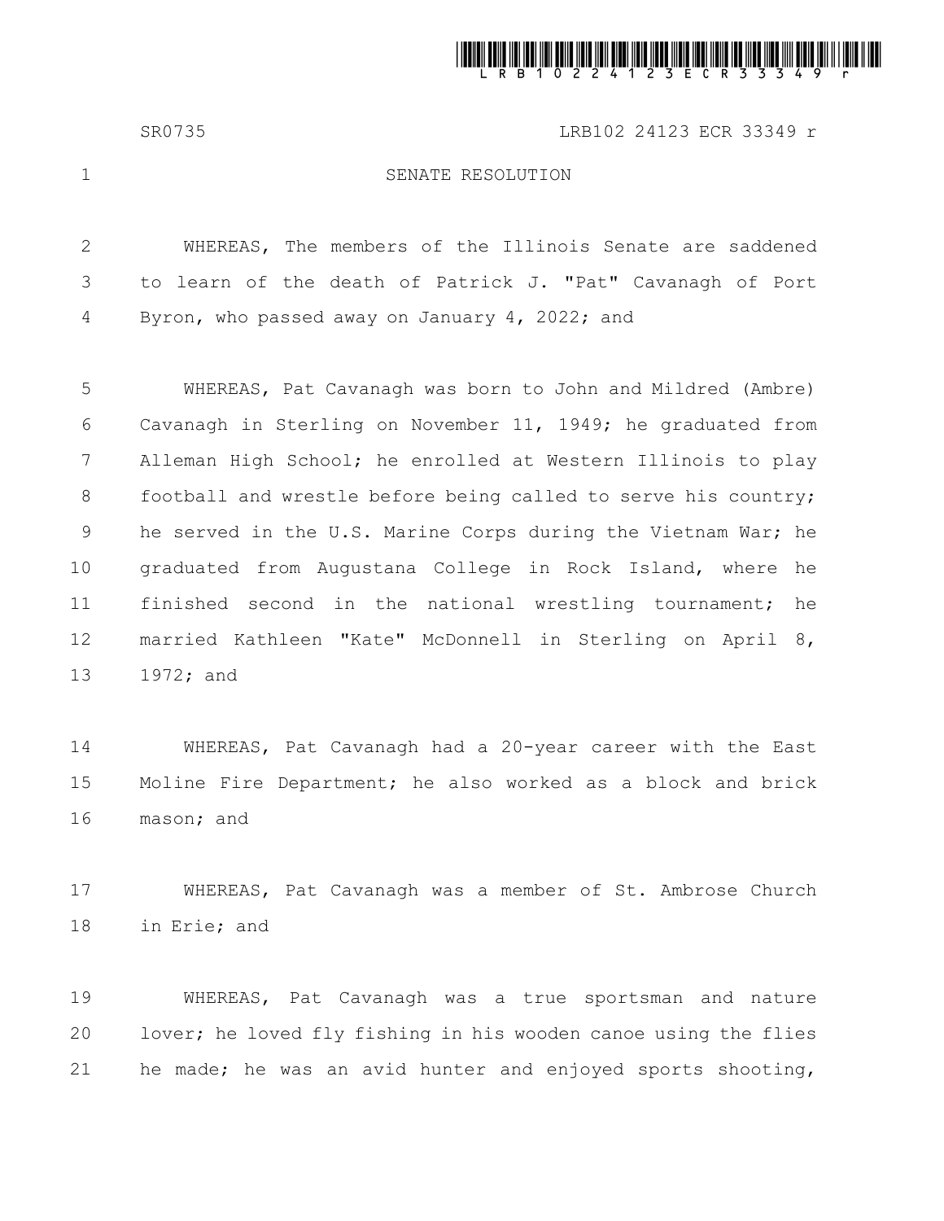SR0735 LRB102 24123 ECR 33349 r

# SENATE RESOLUTION

WHEREAS, The members of the Illinois Senate are saddened to learn of the death of Patrick J. "Pat" Cavanagh of Port Byron, who passed away on January 4, 2022; and

WHEREAS, Pat Cavanagh was born to John and Mildred (Ambre) Cavanagh in Sterling on November 11, 1949; he graduated from Alleman High School; he enrolled at Western Illinois to play football and wrestle before being called to serve his country; he served in the U.S. Marine Corps during the Vietnam War; he graduated from Augustana College in Rock Island, where he finished second in the national wrestling tournament; he married Kathleen "Kate" McDonnell in Sterling on April 8, 1972; and

WHEREAS, Pat Cavanagh had a 20-year career with the East Moline Fire Department; he also worked as a block and brick mason; and

WHEREAS, Pat Cavanagh was a member of St. Ambrose Church in Erie; and

WHEREAS, Pat Cavanagh was a true sportsman and nature lover; he loved fly fishing in his wooden canoe using the flies he made; he was an avid hunter and enjoyed sports shooting,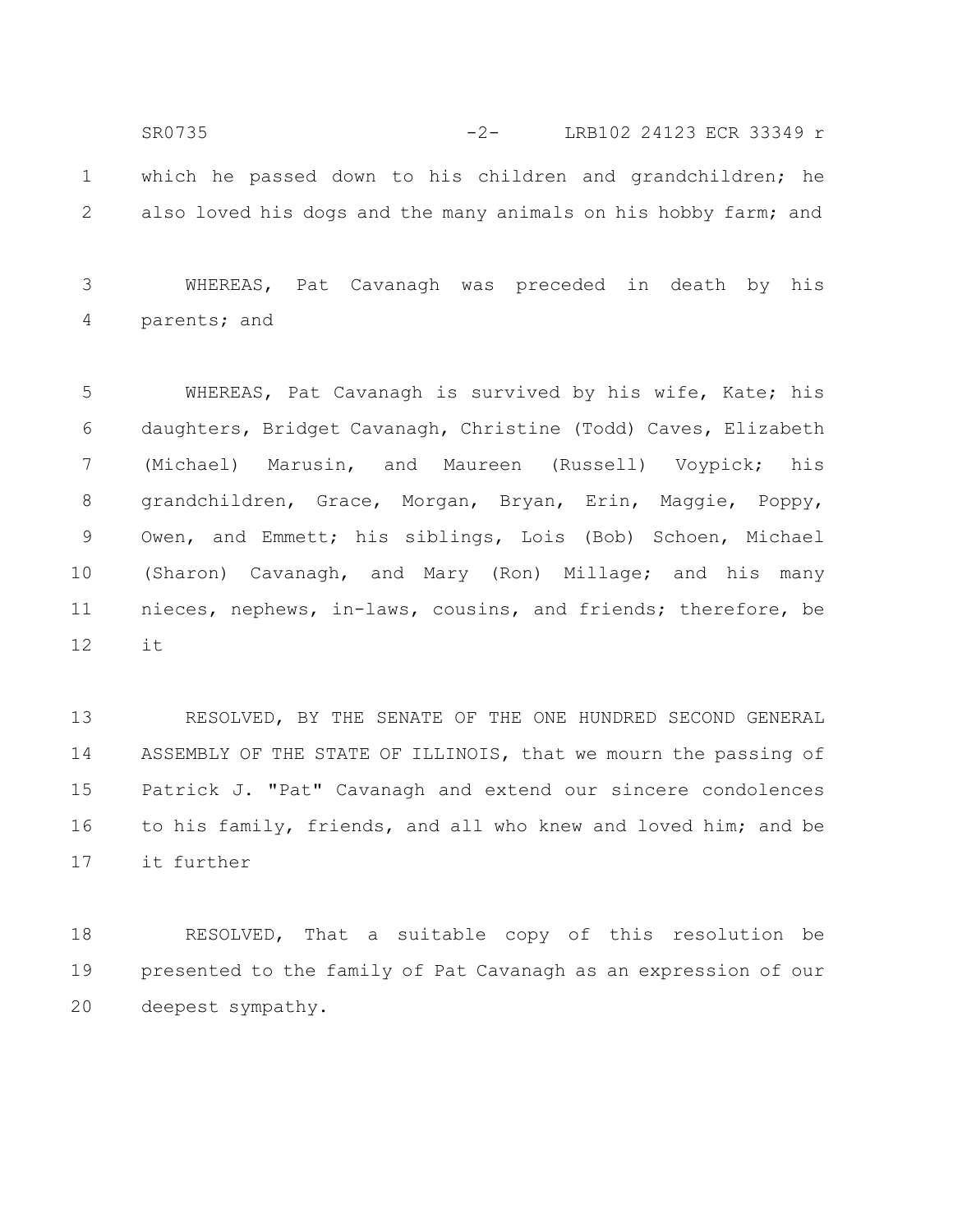which he passed down to his children and grandchildren; he also loved his dogs and the many animals on his hobby farm; and

WHEREAS, Pat Cavanagh was preceded in death by his parents; and

WHEREAS, Pat Cavanagh is survived by his wife, Kate; his daughters, Bridget Cavanagh, Christine (Todd) Caves, Elizabeth (Michael) Marusin, and Maureen (Russell) Voypick; his grandchildren, Grace, Morgan, Bryan, Erin, Maggie, Poppy, Owen, and Emmett; his siblings, Lois (Bob) Schoen, Michael (Sharon) Cavanagh, and Mary (Ron) Millage; and his many nieces, nephews, in-laws, cousins, and friends; therefore, be it

RESOLVED, BY THE SENATE OF THE ONE HUNDRED SECOND GENERAL ASSEMBLY OF THE STATE OF ILLINOIS, that we mourn the passing of Patrick J. "Pat" Cavanagh and extend our sincere condolences to his family, friends, and all who knew and loved him; and be it further

RESOLVED, That a suitable copy of this resolution be presented to the family of Pat Cavanagh as an expression of our deepest sympathy.